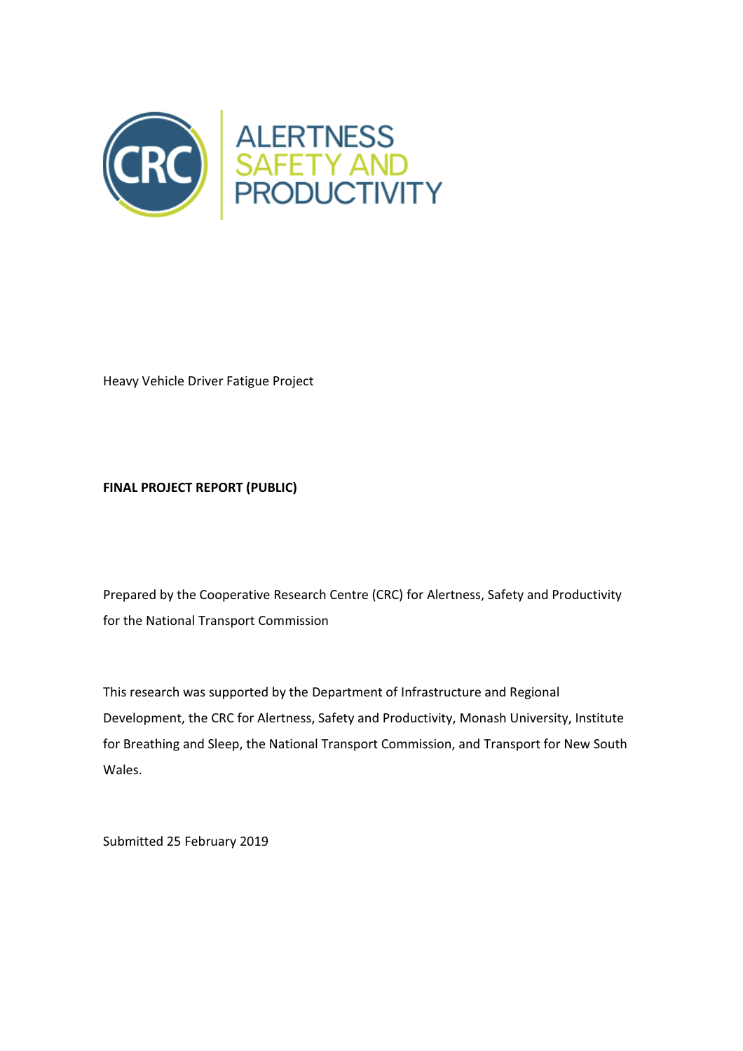Heavy Vehicle Driver Fatigue Project

**FINAL PROJECT REPORT (PUBLIC)**

Prepared by the Cooperative Research Centre (CRC) for Alertness, Safety and Productivity for the National Transport Commission

This research was supported by the Department of Infrastructure and Regional Development, the CRC for Alertness, Safety and Productivity, Monash University, Institute for Breathing and Sleep, the National Transport Commission, and Transport for New South Wales.

Submitted 25 February 2019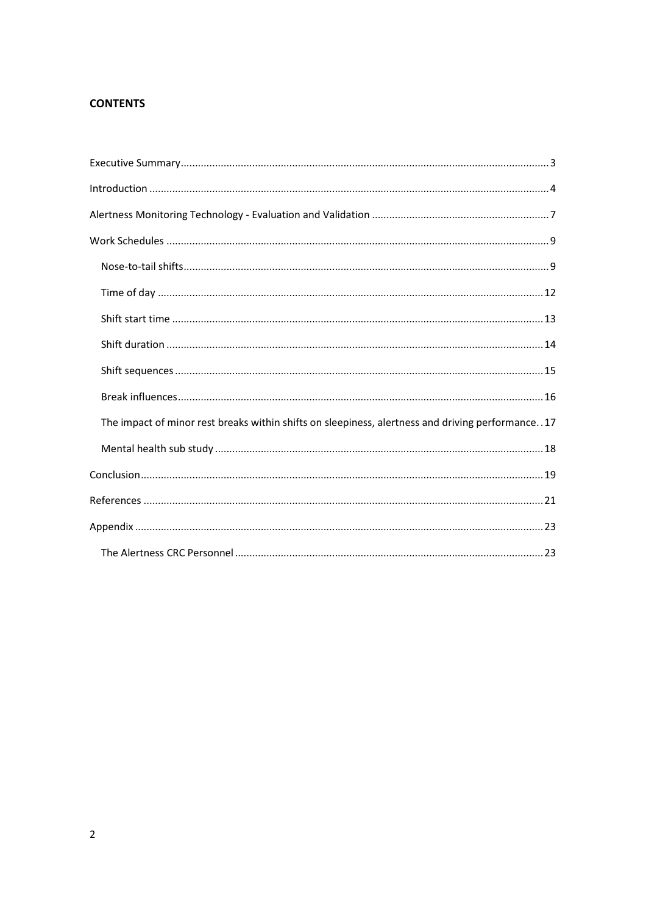**CONTENTS**

Executive Summary .......... 3

Introduction .......... 4

Alertness Monitoring Technology - Evaluation and Validation .......... 7

Work Schedules .......... 9

- Nose-to-tail shifts .......... 9
- Time of day .......... 12
- Shift start time .......... 13
- Shift duration .......... 14
- Shift sequences .......... 15
- Break influences .......... 16
- The impact of minor rest breaks within shifts on sleepiness, alertness and driving performance .......... 17
- Mental health sub study .......... 18

Conclusion .......... 19

References .......... 21

Appendix .......... 23

- The Alertness CRC Personnel .......... 23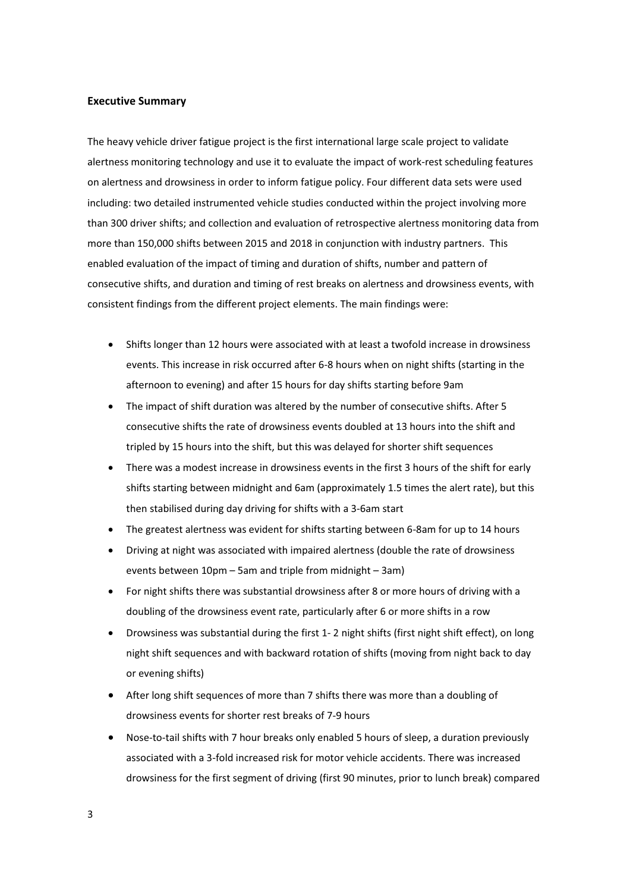**Executive Summary**

The heavy vehicle driver fatigue project is the first international large scale project to validate alertness monitoring technology and use it to evaluate the impact of work-rest scheduling features on alertness and drowsiness in order to inform fatigue policy. Four different data sets were used including: two detailed instrumented vehicle studies conducted within the project involving more than 300 driver shifts; and collection and evaluation of retrospective alertness monitoring data from more than 150,000 shifts between 2015 and 2018 in conjunction with industry partners. This enabled evaluation of the impact of timing and duration of shifts, number and pattern of consecutive shifts, and duration and timing of rest breaks on alertness and drowsiness events, with consistent findings from the different project elements. The main findings were:

- Shifts longer than 12 hours were associated with at least a twofold increase in drowsiness events. This increase in risk occurred after 6-8 hours when on night shifts (starting in the afternoon to evening) and after 15 hours for day shifts starting before 9am
- The impact of shift duration was altered by the number of consecutive shifts. After 5 consecutive shifts the rate of drowsiness events doubled at 13 hours into the shift and tripled by 15 hours into the shift, but this was delayed for shorter shift sequences
- There was a modest increase in drowsiness events in the first 3 hours of the shift for early shifts starting between midnight and 6am (approximately 1.5 times the alert rate), but this then stabilised during day driving for shifts with a 3-6am start
- The greatest alertness was evident for shifts starting between 6-8am for up to 14 hours
- Driving at night was associated with impaired alertness (double the rate of drowsiness events between 10pm – 5am and triple from midnight – 3am)
- For night shifts there was substantial drowsiness after 8 or more hours of driving with a doubling of the drowsiness event rate, particularly after 6 or more shifts in a row
- Drowsiness was substantial during the first 1- 2 night shifts (first night shift effect), on long night shift sequences and with backward rotation of shifts (moving from night back to day or evening shifts)
- After long shift sequences of more than 7 shifts there was more than a doubling of drowsiness events for shorter rest breaks of 7-9 hours
- Nose-to-tail shifts with 7 hour breaks only enabled 5 hours of sleep, a duration previously associated with a 3-fold increased risk for motor vehicle accidents. There was increased drowsiness for the first segment of driving (first 90 minutes, prior to lunch break) compared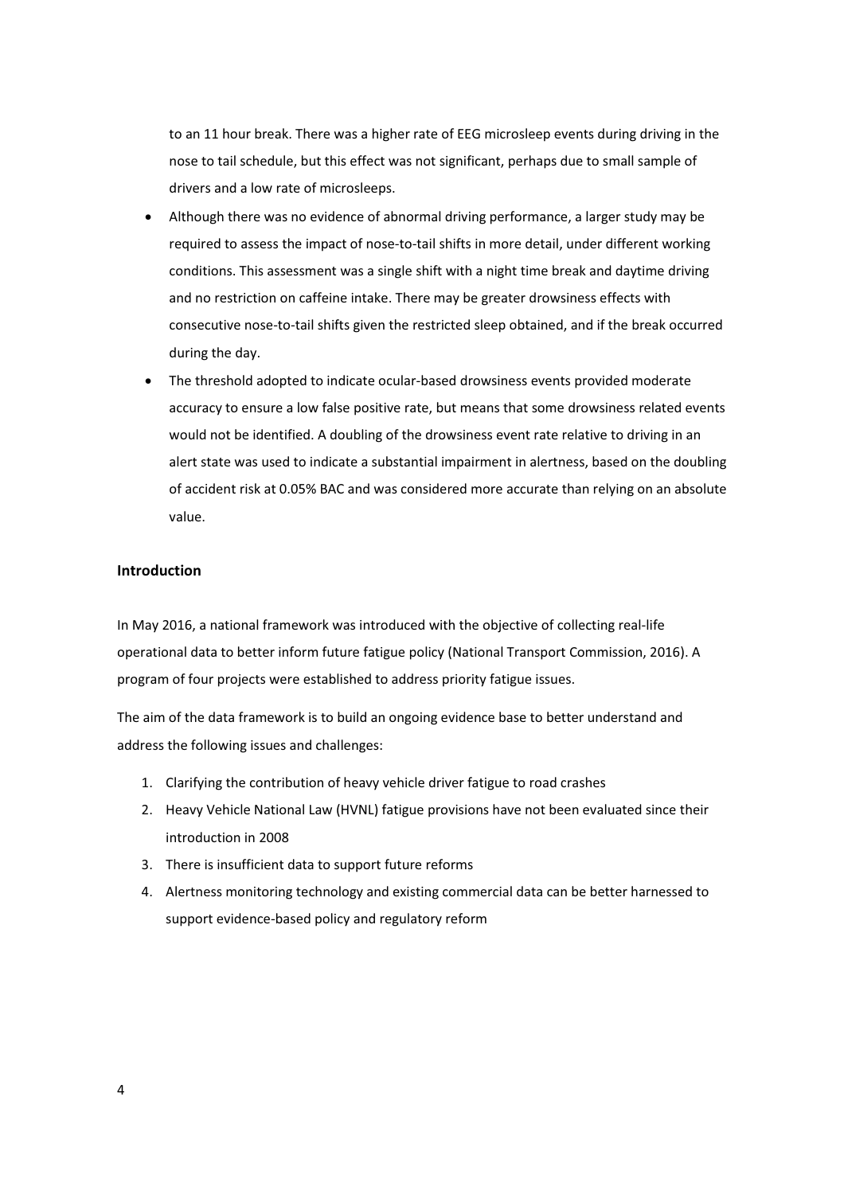to an 11 hour break. There was a higher rate of EEG microsleep events during driving in the nose to tail schedule, but this effect was not significant, perhaps due to small sample of drivers and a low rate of microsleeps.

- Although there was no evidence of abnormal driving performance, a larger study may be required to assess the impact of nose-to-tail shifts in more detail, under different working conditions. This assessment was a single shift with a night time break and daytime driving and no restriction on caffeine intake. There may be greater drowsiness effects with consecutive nose-to-tail shifts given the restricted sleep obtained, and if the break occurred during the day.
- The threshold adopted to indicate ocular-based drowsiness events provided moderate accuracy to ensure a low false positive rate, but means that some drowsiness related events would not be identified. A doubling of the drowsiness event rate relative to driving in an alert state was used to indicate a substantial impairment in alertness, based on the doubling of accident risk at 0.05% BAC and was considered more accurate than relying on an absolute value.

## Introduction

In May 2016, a national framework was introduced with the objective of collecting real-life operational data to better inform future fatigue policy (National Transport Commission, 2016). A program of four projects were established to address priority fatigue issues.

The aim of the data framework is to build an ongoing evidence base to better understand and address the following issues and challenges:

1. Clarifying the contribution of heavy vehicle driver fatigue to road crashes
2. Heavy Vehicle National Law (HVNL) fatigue provisions have not been evaluated since their introduction in 2008
3. There is insufficient data to support future reforms
4. Alertness monitoring technology and existing commercial data can be better harnessed to support evidence-based policy and regulatory reform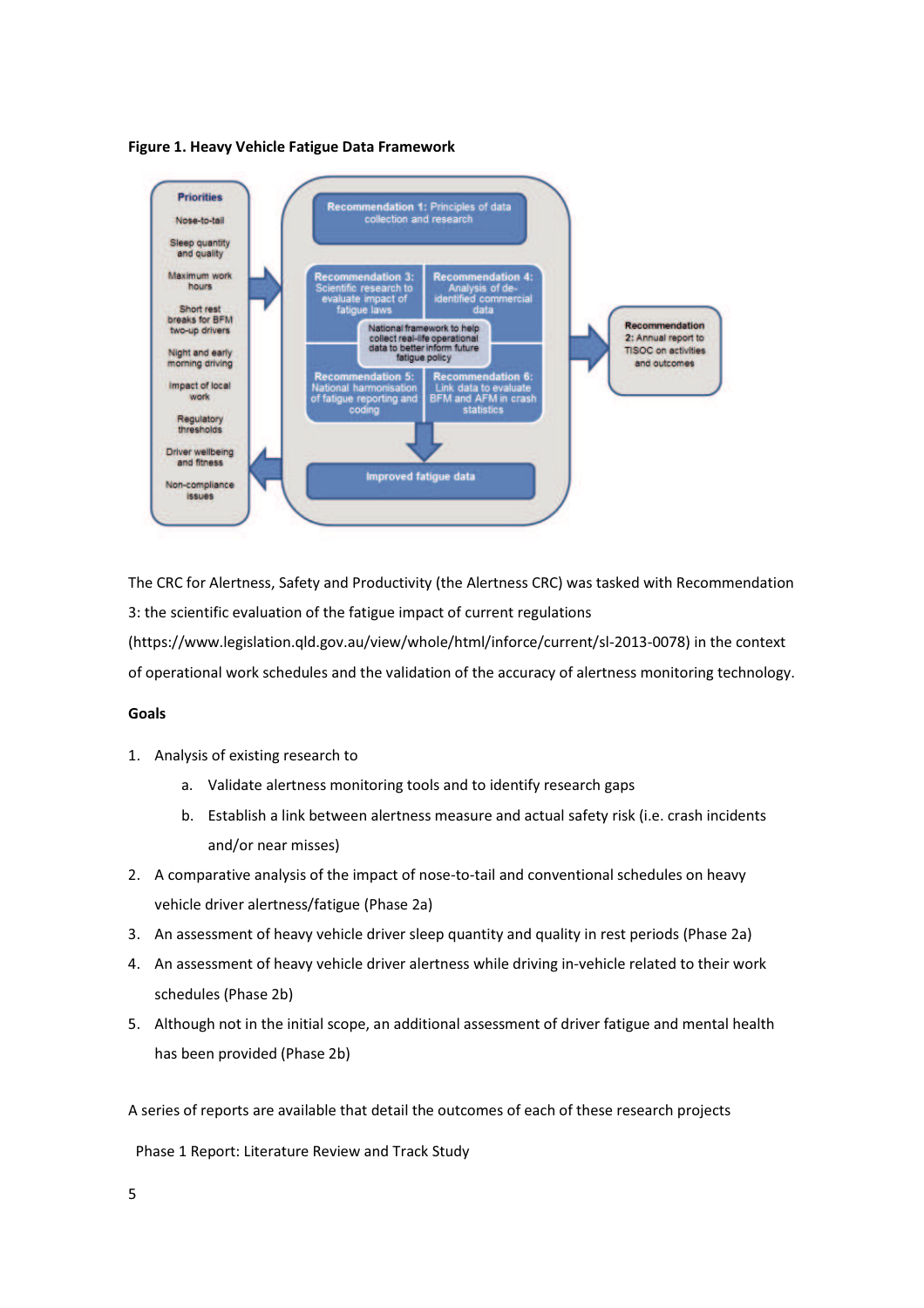**Figure 1. Heavy Vehicle Fatigue Data Framework**

Priorities

- Nose-to-tail
- Sleep quantity and quality
- Maximum work hours
- Short rest breaks for BFM two-up drivers
- Night and early morning driving
- Impact of local work
- Regulatory thresholds
- Driver wellbeing and fitness
- Non-compliance issues

Recommendation 1: Principles of data collection and research

Recommendation 3: Scientific research to evaluate impact of fatigue laws

Recommendation 4: Analysis of de-identified commercial data

National framework to help collect real-life operational data to better inform future fatigue policy

Recommendation 5: National harmonisation of fatigue reporting and coding

Recommendation 6: Link data to evaluate BFM and AFM in crash statistics

Improved fatigue data

Recommendation 2: Annual report to TISOC on activities and outcomes

The CRC for Alertness, Safety and Productivity (the Alertness CRC) was tasked with Recommendation 3: the scientific evaluation of the fatigue impact of current regulations (https://www.legislation.qld.gov.au/view/whole/html/inforce/current/sl-2013-0078) in the context of operational work schedules and the validation of the accuracy of alertness monitoring technology.

**Goals**

1. Analysis of existing research to
    a. Validate alertness monitoring tools and to identify research gaps
    b. Establish a link between alertness measure and actual safety risk (i.e. crash incidents and/or near misses)
2. A comparative analysis of the impact of nose-to-tail and conventional schedules on heavy vehicle driver alertness/fatigue (Phase 2a)
3. An assessment of heavy vehicle driver sleep quantity and quality in rest periods (Phase 2a)
4. An assessment of heavy vehicle driver alertness while driving in-vehicle related to their work schedules (Phase 2b)
5. Although not in the initial scope, an additional assessment of driver fatigue and mental health has been provided (Phase 2b)

A series of reports are available that detail the outcomes of each of these research projects

Phase 1 Report: Literature Review and Track Study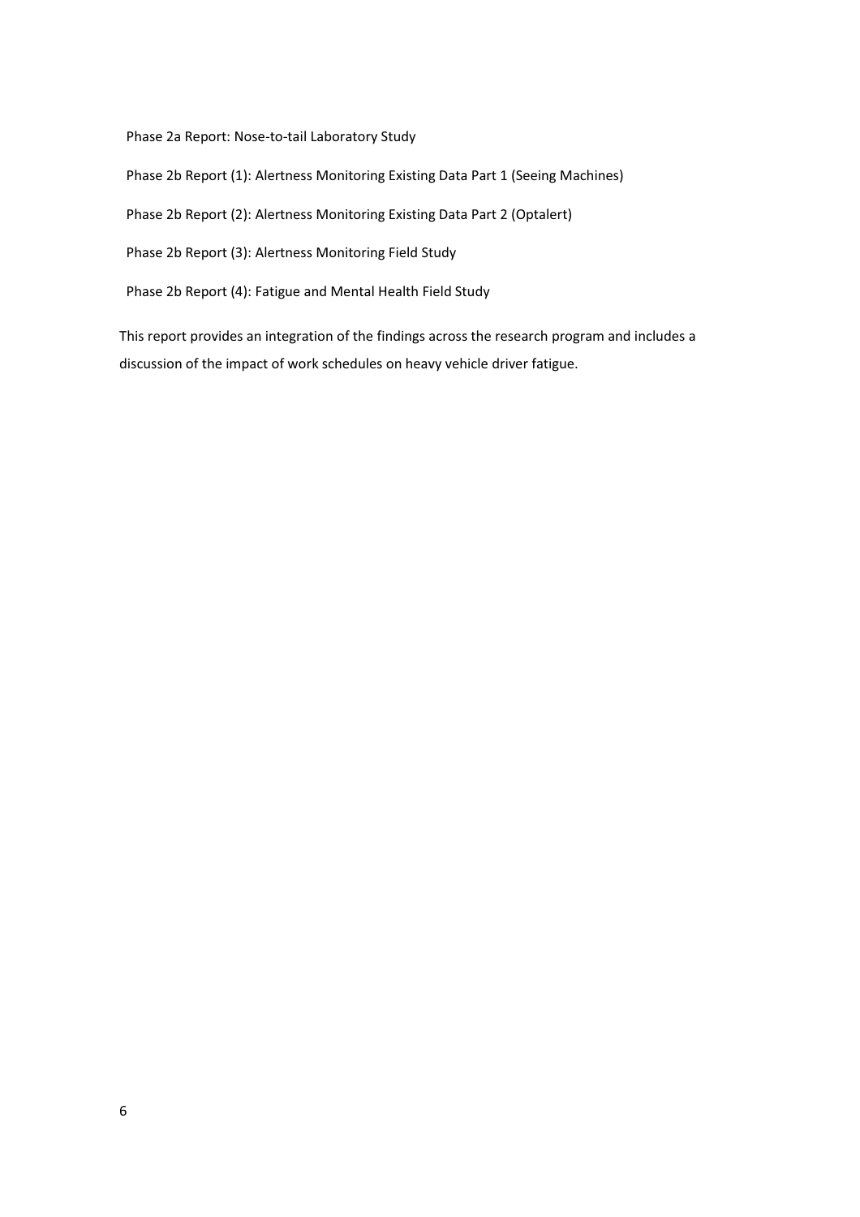Phase 2a Report: Nose-to-tail Laboratory Study

Phase 2b Report (1): Alertness Monitoring Existing Data Part 1 (Seeing Machines)

Phase 2b Report (2): Alertness Monitoring Existing Data Part 2 (Optalert)

Phase 2b Report (3): Alertness Monitoring Field Study

Phase 2b Report (4): Fatigue and Mental Health Field Study

This report provides an integration of the findings across the research program and includes a discussion of the impact of work schedules on heavy vehicle driver fatigue.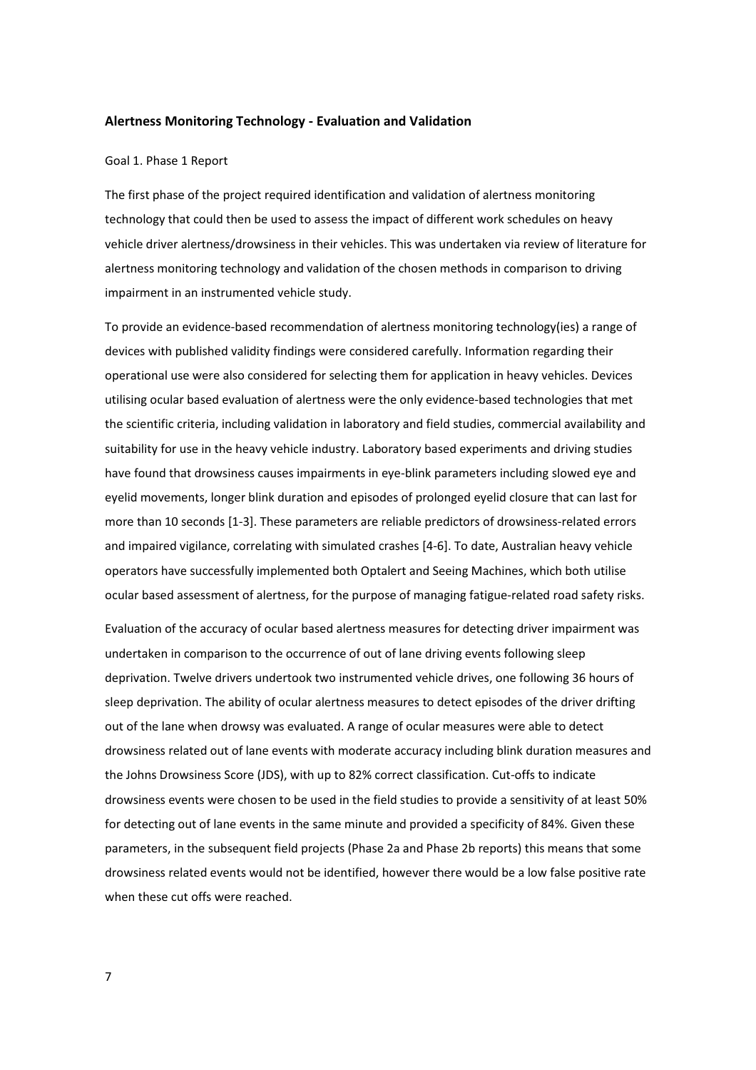**Alertness Monitoring Technology - Evaluation and Validation**

Goal 1. Phase 1 Report

The first phase of the project required identification and validation of alertness monitoring technology that could then be used to assess the impact of different work schedules on heavy vehicle driver alertness/drowsiness in their vehicles. This was undertaken via review of literature for alertness monitoring technology and validation of the chosen methods in comparison to driving impairment in an instrumented vehicle study.

To provide an evidence-based recommendation of alertness monitoring technology(ies) a range of devices with published validity findings were considered carefully. Information regarding their operational use were also considered for selecting them for application in heavy vehicles. Devices utilising ocular based evaluation of alertness were the only evidence-based technologies that met the scientific criteria, including validation in laboratory and field studies, commercial availability and suitability for use in the heavy vehicle industry. Laboratory based experiments and driving studies have found that drowsiness causes impairments in eye-blink parameters including slowed eye and eyelid movements, longer blink duration and episodes of prolonged eyelid closure that can last for more than 10 seconds [1-3]. These parameters are reliable predictors of drowsiness-related errors and impaired vigilance, correlating with simulated crashes [4-6]. To date, Australian heavy vehicle operators have successfully implemented both Optalert and Seeing Machines, which both utilise ocular based assessment of alertness, for the purpose of managing fatigue-related road safety risks.

Evaluation of the accuracy of ocular based alertness measures for detecting driver impairment was undertaken in comparison to the occurrence of out of lane driving events following sleep deprivation. Twelve drivers undertook two instrumented vehicle drives, one following 36 hours of sleep deprivation. The ability of ocular alertness measures to detect episodes of the driver drifting out of the lane when drowsy was evaluated. A range of ocular measures were able to detect drowsiness related out of lane events with moderate accuracy including blink duration measures and the Johns Drowsiness Score (JDS), with up to 82% correct classification. Cut-offs to indicate drowsiness events were chosen to be used in the field studies to provide a sensitivity of at least 50% for detecting out of lane events in the same minute and provided a specificity of 84%. Given these parameters, in the subsequent field projects (Phase 2a and Phase 2b reports) this means that some drowsiness related events would not be identified, however there would be a low false positive rate when these cut offs were reached.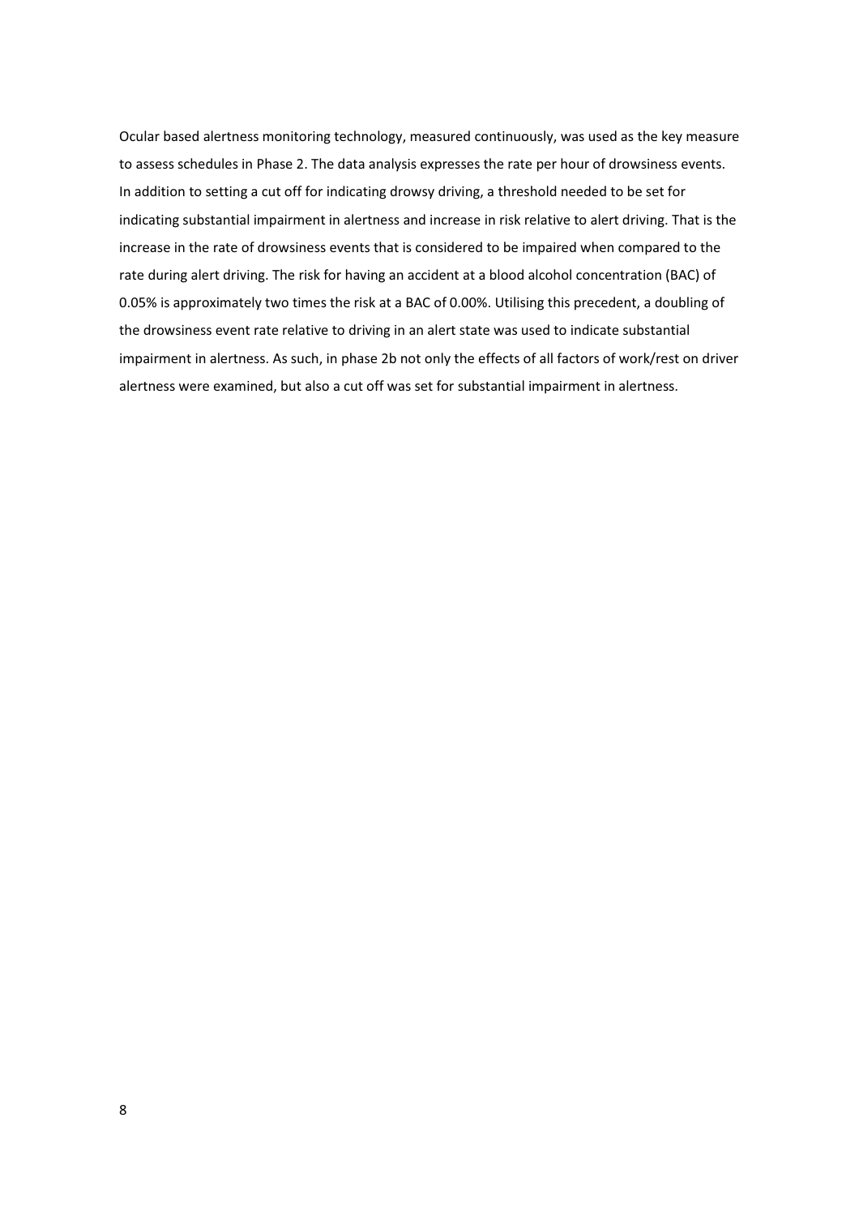Ocular based alertness monitoring technology, measured continuously, was used as the key measure to assess schedules in Phase 2. The data analysis expresses the rate per hour of drowsiness events. In addition to setting a cut off for indicating drowsy driving, a threshold needed to be set for indicating substantial impairment in alertness and increase in risk relative to alert driving. That is the increase in the rate of drowsiness events that is considered to be impaired when compared to the rate during alert driving. The risk for having an accident at a blood alcohol concentration (BAC) of 0.05% is approximately two times the risk at a BAC of 0.00%. Utilising this precedent, a doubling of the drowsiness event rate relative to driving in an alert state was used to indicate substantial impairment in alertness. As such, in phase 2b not only the effects of all factors of work/rest on driver alertness were examined, but also a cut off was set for substantial impairment in alertness.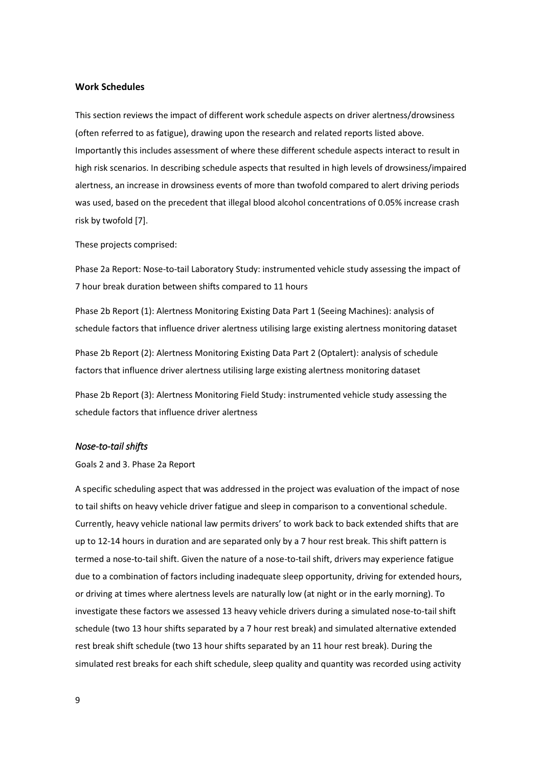**Work Schedules**

This section reviews the impact of different work schedule aspects on driver alertness/drowsiness (often referred to as fatigue), drawing upon the research and related reports listed above. Importantly this includes assessment of where these different schedule aspects interact to result in high risk scenarios. In describing schedule aspects that resulted in high levels of drowsiness/impaired alertness, an increase in drowsiness events of more than twofold compared to alert driving periods was used, based on the precedent that illegal blood alcohol concentrations of 0.05% increase crash risk by twofold [7].

These projects comprised:

Phase 2a Report: Nose-to-tail Laboratory Study: instrumented vehicle study assessing the impact of 7 hour break duration between shifts compared to 11 hours

Phase 2b Report (1): Alertness Monitoring Existing Data Part 1 (Seeing Machines): analysis of schedule factors that influence driver alertness utilising large existing alertness monitoring dataset

Phase 2b Report (2): Alertness Monitoring Existing Data Part 2 (Optalert): analysis of schedule factors that influence driver alertness utilising large existing alertness monitoring dataset

Phase 2b Report (3): Alertness Monitoring Field Study: instrumented vehicle study assessing the schedule factors that influence driver alertness

### *Nose-to-tail shifts*

Goals 2 and 3. Phase 2a Report

A specific scheduling aspect that was addressed in the project was evaluation of the impact of nose to tail shifts on heavy vehicle driver fatigue and sleep in comparison to a conventional schedule. Currently, heavy vehicle national law permits drivers' to work back to back extended shifts that are up to 12-14 hours in duration and are separated only by a 7 hour rest break. This shift pattern is termed a nose-to-tail shift. Given the nature of a nose-to-tail shift, drivers may experience fatigue due to a combination of factors including inadequate sleep opportunity, driving for extended hours, or driving at times where alertness levels are naturally low (at night or in the early morning). To investigate these factors we assessed 13 heavy vehicle drivers during a simulated nose-to-tail shift schedule (two 13 hour shifts separated by a 7 hour rest break) and simulated alternative extended rest break shift schedule (two 13 hour shifts separated by an 11 hour rest break). During the simulated rest breaks for each shift schedule, sleep quality and quantity was recorded using activity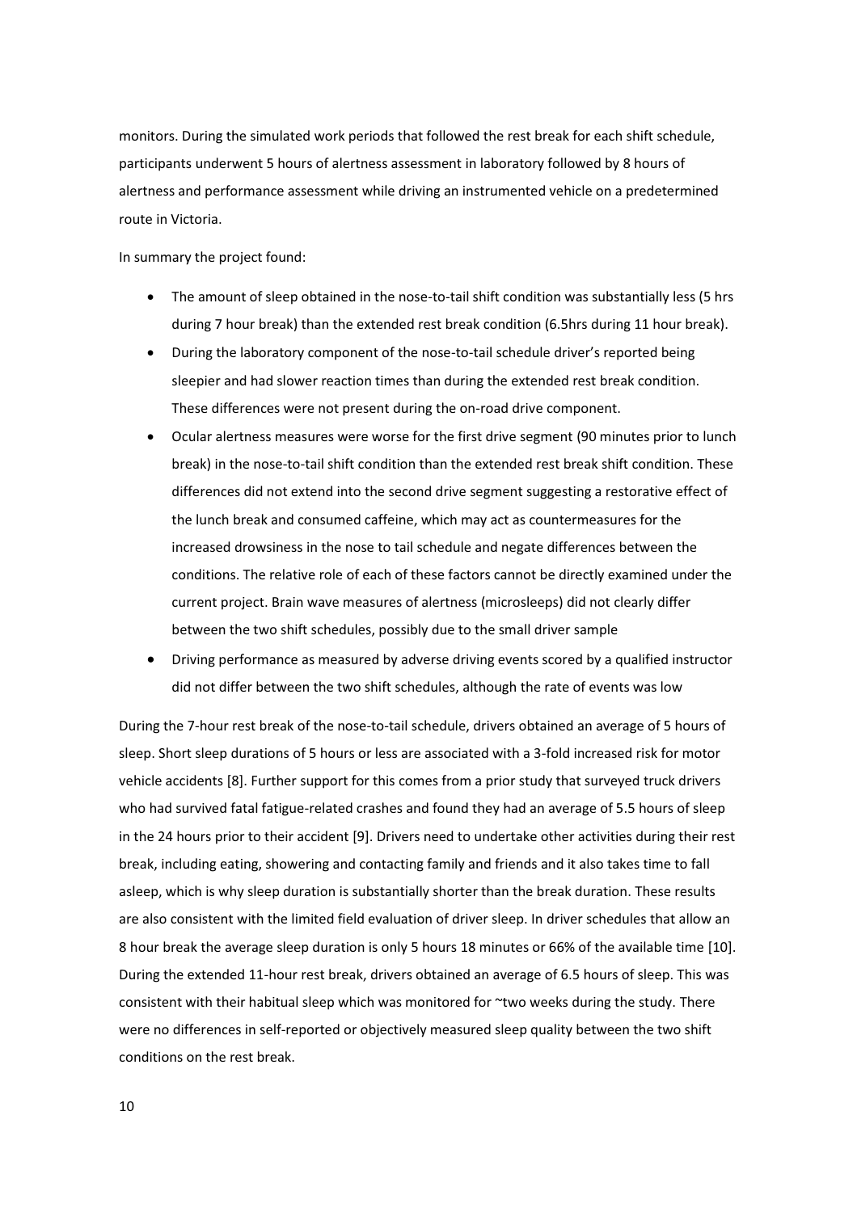monitors. During the simulated work periods that followed the rest break for each shift schedule, participants underwent 5 hours of alertness assessment in laboratory followed by 8 hours of alertness and performance assessment while driving an instrumented vehicle on a predetermined route in Victoria.

In summary the project found:

- The amount of sleep obtained in the nose-to-tail shift condition was substantially less (5 hrs during 7 hour break) than the extended rest break condition (6.5hrs during 11 hour break).
- During the laboratory component of the nose-to-tail schedule driver's reported being sleepier and had slower reaction times than during the extended rest break condition. These differences were not present during the on-road drive component.
- Ocular alertness measures were worse for the first drive segment (90 minutes prior to lunch break) in the nose-to-tail shift condition than the extended rest break shift condition. These differences did not extend into the second drive segment suggesting a restorative effect of the lunch break and consumed caffeine, which may act as countermeasures for the increased drowsiness in the nose to tail schedule and negate differences between the conditions. The relative role of each of these factors cannot be directly examined under the current project. Brain wave measures of alertness (microsleeps) did not clearly differ between the two shift schedules, possibly due to the small driver sample
- Driving performance as measured by adverse driving events scored by a qualified instructor did not differ between the two shift schedules, although the rate of events was low

During the 7-hour rest break of the nose-to-tail schedule, drivers obtained an average of 5 hours of sleep. Short sleep durations of 5 hours or less are associated with a 3-fold increased risk for motor vehicle accidents [8]. Further support for this comes from a prior study that surveyed truck drivers who had survived fatal fatigue-related crashes and found they had an average of 5.5 hours of sleep in the 24 hours prior to their accident [9]. Drivers need to undertake other activities during their rest break, including eating, showering and contacting family and friends and it also takes time to fall asleep, which is why sleep duration is substantially shorter than the break duration. These results are also consistent with the limited field evaluation of driver sleep. In driver schedules that allow an 8 hour break the average sleep duration is only 5 hours 18 minutes or 66% of the available time [10]. During the extended 11-hour rest break, drivers obtained an average of 6.5 hours of sleep. This was consistent with their habitual sleep which was monitored for ~two weeks during the study. There were no differences in self-reported or objectively measured sleep quality between the two shift conditions on the rest break.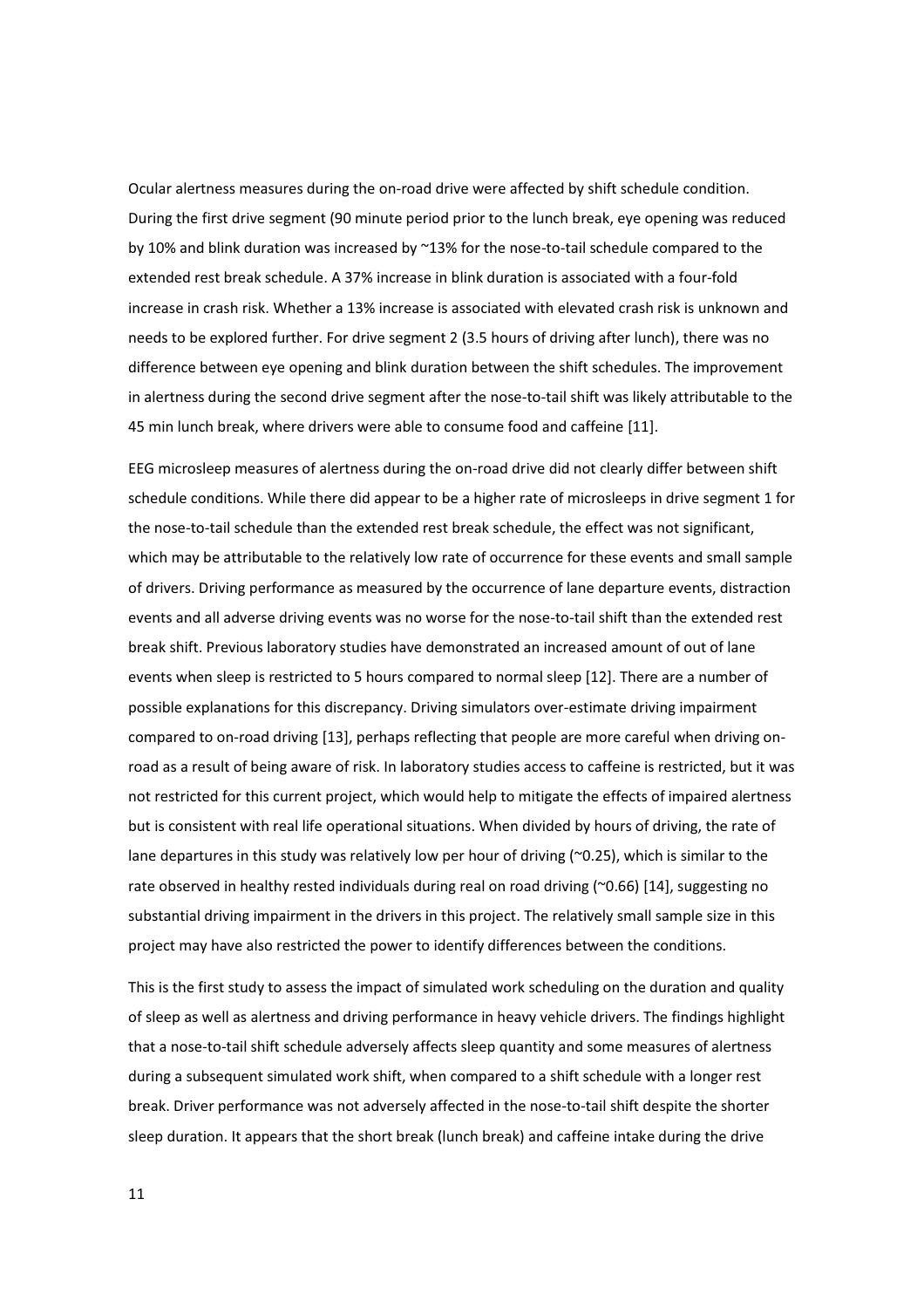Ocular alertness measures during the on-road drive were affected by shift schedule condition. During the first drive segment (90 minute period prior to the lunch break, eye opening was reduced by 10% and blink duration was increased by ~13% for the nose-to-tail schedule compared to the extended rest break schedule. A 37% increase in blink duration is associated with a four-fold increase in crash risk. Whether a 13% increase is associated with elevated crash risk is unknown and needs to be explored further. For drive segment 2 (3.5 hours of driving after lunch), there was no difference between eye opening and blink duration between the shift schedules. The improvement in alertness during the second drive segment after the nose-to-tail shift was likely attributable to the 45 min lunch break, where drivers were able to consume food and caffeine [11].

EEG microsleep measures of alertness during the on-road drive did not clearly differ between shift schedule conditions. While there did appear to be a higher rate of microsleeps in drive segment 1 for the nose-to-tail schedule than the extended rest break schedule, the effect was not significant, which may be attributable to the relatively low rate of occurrence for these events and small sample of drivers. Driving performance as measured by the occurrence of lane departure events, distraction events and all adverse driving events was no worse for the nose-to-tail shift than the extended rest break shift. Previous laboratory studies have demonstrated an increased amount of out of lane events when sleep is restricted to 5 hours compared to normal sleep [12]. There are a number of possible explanations for this discrepancy. Driving simulators over-estimate driving impairment compared to on-road driving [13], perhaps reflecting that people are more careful when driving on-road as a result of being aware of risk. In laboratory studies access to caffeine is restricted, but it was not restricted for this current project, which would help to mitigate the effects of impaired alertness but is consistent with real life operational situations. When divided by hours of driving, the rate of lane departures in this study was relatively low per hour of driving (~0.25), which is similar to the rate observed in healthy rested individuals during real on road driving (~0.66) [14], suggesting no substantial driving impairment in the drivers in this project. The relatively small sample size in this project may have also restricted the power to identify differences between the conditions.

This is the first study to assess the impact of simulated work scheduling on the duration and quality of sleep as well as alertness and driving performance in heavy vehicle drivers. The findings highlight that a nose-to-tail shift schedule adversely affects sleep quantity and some measures of alertness during a subsequent simulated work shift, when compared to a shift schedule with a longer rest break. Driver performance was not adversely affected in the nose-to-tail shift despite the shorter sleep duration. It appears that the short break (lunch break) and caffeine intake during the drive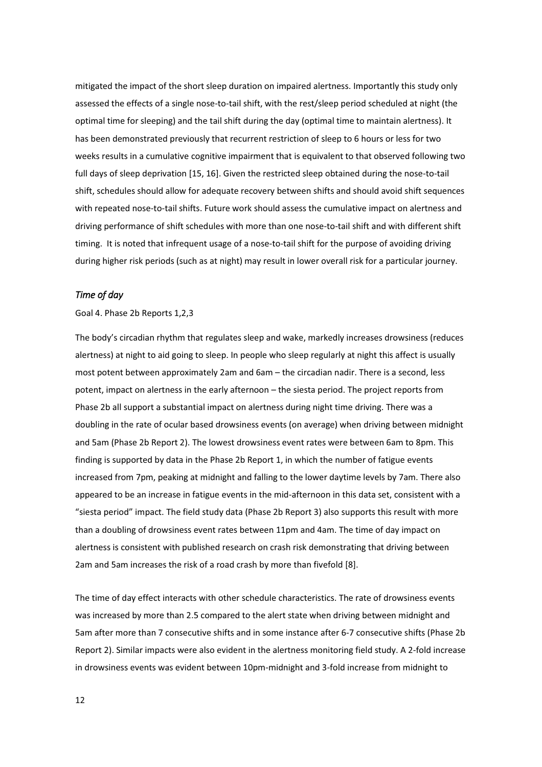mitigated the impact of the short sleep duration on impaired alertness. Importantly this study only assessed the effects of a single nose-to-tail shift, with the rest/sleep period scheduled at night (the optimal time for sleeping) and the tail shift during the day (optimal time to maintain alertness). It has been demonstrated previously that recurrent restriction of sleep to 6 hours or less for two weeks results in a cumulative cognitive impairment that is equivalent to that observed following two full days of sleep deprivation [15, 16]. Given the restricted sleep obtained during the nose-to-tail shift, schedules should allow for adequate recovery between shifts and should avoid shift sequences with repeated nose-to-tail shifts. Future work should assess the cumulative impact on alertness and driving performance of shift schedules with more than one nose-to-tail shift and with different shift timing. It is noted that infrequent usage of a nose-to-tail shift for the purpose of avoiding driving during higher risk periods (such as at night) may result in lower overall risk for a particular journey.

### *Time of day*

Goal 4. Phase 2b Reports 1,2,3

The body's circadian rhythm that regulates sleep and wake, markedly increases drowsiness (reduces alertness) at night to aid going to sleep. In people who sleep regularly at night this affect is usually most potent between approximately 2am and 6am – the circadian nadir. There is a second, less potent, impact on alertness in the early afternoon – the siesta period. The project reports from Phase 2b all support a substantial impact on alertness during night time driving. There was a doubling in the rate of ocular based drowsiness events (on average) when driving between midnight and 5am (Phase 2b Report 2). The lowest drowsiness event rates were between 6am to 8pm. This finding is supported by data in the Phase 2b Report 1, in which the number of fatigue events increased from 7pm, peaking at midnight and falling to the lower daytime levels by 7am. There also appeared to be an increase in fatigue events in the mid-afternoon in this data set, consistent with a "siesta period" impact. The field study data (Phase 2b Report 3) also supports this result with more than a doubling of drowsiness event rates between 11pm and 4am. The time of day impact on alertness is consistent with published research on crash risk demonstrating that driving between 2am and 5am increases the risk of a road crash by more than fivefold [8].

The time of day effect interacts with other schedule characteristics. The rate of drowsiness events was increased by more than 2.5 compared to the alert state when driving between midnight and 5am after more than 7 consecutive shifts and in some instance after 6-7 consecutive shifts (Phase 2b Report 2). Similar impacts were also evident in the alertness monitoring field study. A 2-fold increase in drowsiness events was evident between 10pm-midnight and 3-fold increase from midnight to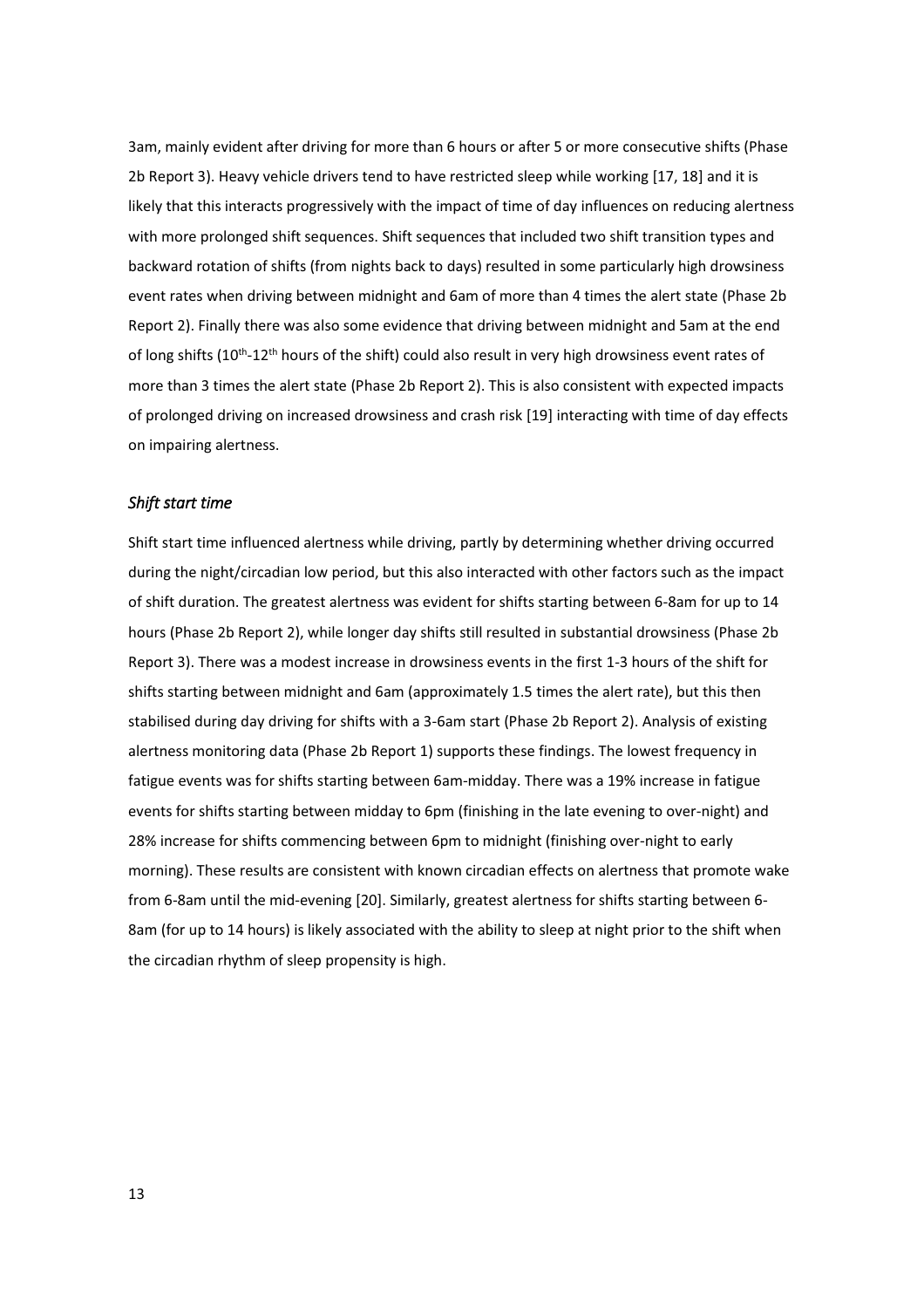3am, mainly evident after driving for more than 6 hours or after 5 or more consecutive shifts (Phase 2b Report 3). Heavy vehicle drivers tend to have restricted sleep while working [17, 18] and it is likely that this interacts progressively with the impact of time of day influences on reducing alertness with more prolonged shift sequences. Shift sequences that included two shift transition types and backward rotation of shifts (from nights back to days) resulted in some particularly high drowsiness event rates when driving between midnight and 6am of more than 4 times the alert state (Phase 2b Report 2). Finally there was also some evidence that driving between midnight and 5am at the end of long shifts (10th-12th hours of the shift) could also result in very high drowsiness event rates of more than 3 times the alert state (Phase 2b Report 2). This is also consistent with expected impacts of prolonged driving on increased drowsiness and crash risk [19] interacting with time of day effects on impairing alertness.

### *Shift start time*

Shift start time influenced alertness while driving, partly by determining whether driving occurred during the night/circadian low period, but this also interacted with other factors such as the impact of shift duration. The greatest alertness was evident for shifts starting between 6-8am for up to 14 hours (Phase 2b Report 2), while longer day shifts still resulted in substantial drowsiness (Phase 2b Report 3). There was a modest increase in drowsiness events in the first 1-3 hours of the shift for shifts starting between midnight and 6am (approximately 1.5 times the alert rate), but this then stabilised during day driving for shifts with a 3-6am start (Phase 2b Report 2). Analysis of existing alertness monitoring data (Phase 2b Report 1) supports these findings. The lowest frequency in fatigue events was for shifts starting between 6am-midday. There was a 19% increase in fatigue events for shifts starting between midday to 6pm (finishing in the late evening to over-night) and 28% increase for shifts commencing between 6pm to midnight (finishing over-night to early morning). These results are consistent with known circadian effects on alertness that promote wake from 6-8am until the mid-evening [20]. Similarly, greatest alertness for shifts starting between 6-8am (for up to 14 hours) is likely associated with the ability to sleep at night prior to the shift when the circadian rhythm of sleep propensity is high.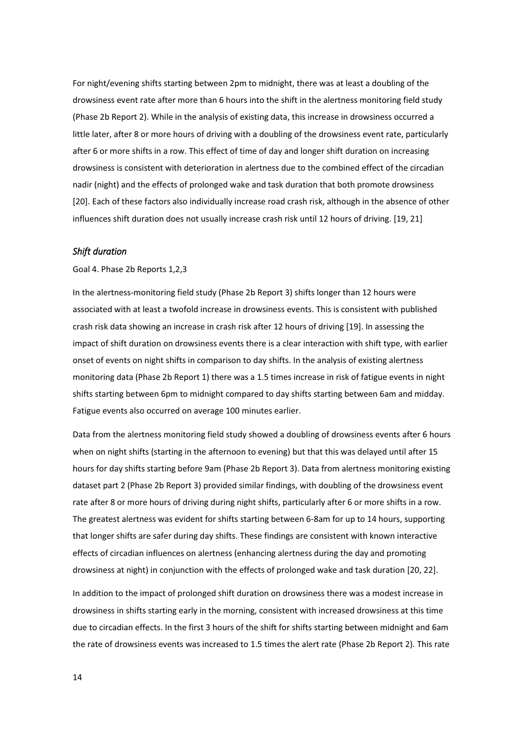For night/evening shifts starting between 2pm to midnight, there was at least a doubling of the drowsiness event rate after more than 6 hours into the shift in the alertness monitoring field study (Phase 2b Report 2). While in the analysis of existing data, this increase in drowsiness occurred a little later, after 8 or more hours of driving with a doubling of the drowsiness event rate, particularly after 6 or more shifts in a row. This effect of time of day and longer shift duration on increasing drowsiness is consistent with deterioration in alertness due to the combined effect of the circadian nadir (night) and the effects of prolonged wake and task duration that both promote drowsiness [20]. Each of these factors also individually increase road crash risk, although in the absence of other influences shift duration does not usually increase crash risk until 12 hours of driving. [19, 21]

### *Shift duration*

Goal 4. Phase 2b Reports 1,2,3

In the alertness-monitoring field study (Phase 2b Report 3) shifts longer than 12 hours were associated with at least a twofold increase in drowsiness events. This is consistent with published crash risk data showing an increase in crash risk after 12 hours of driving [19]. In assessing the impact of shift duration on drowsiness events there is a clear interaction with shift type, with earlier onset of events on night shifts in comparison to day shifts. In the analysis of existing alertness monitoring data (Phase 2b Report 1) there was a 1.5 times increase in risk of fatigue events in night shifts starting between 6pm to midnight compared to day shifts starting between 6am and midday. Fatigue events also occurred on average 100 minutes earlier.

Data from the alertness monitoring field study showed a doubling of drowsiness events after 6 hours when on night shifts (starting in the afternoon to evening) but that this was delayed until after 15 hours for day shifts starting before 9am (Phase 2b Report 3). Data from alertness monitoring existing dataset part 2 (Phase 2b Report 3) provided similar findings, with doubling of the drowsiness event rate after 8 or more hours of driving during night shifts, particularly after 6 or more shifts in a row. The greatest alertness was evident for shifts starting between 6-8am for up to 14 hours, supporting that longer shifts are safer during day shifts. These findings are consistent with known interactive effects of circadian influences on alertness (enhancing alertness during the day and promoting drowsiness at night) in conjunction with the effects of prolonged wake and task duration [20, 22].

In addition to the impact of prolonged shift duration on drowsiness there was a modest increase in drowsiness in shifts starting early in the morning, consistent with increased drowsiness at this time due to circadian effects. In the first 3 hours of the shift for shifts starting between midnight and 6am the rate of drowsiness events was increased to 1.5 times the alert rate (Phase 2b Report 2). This rate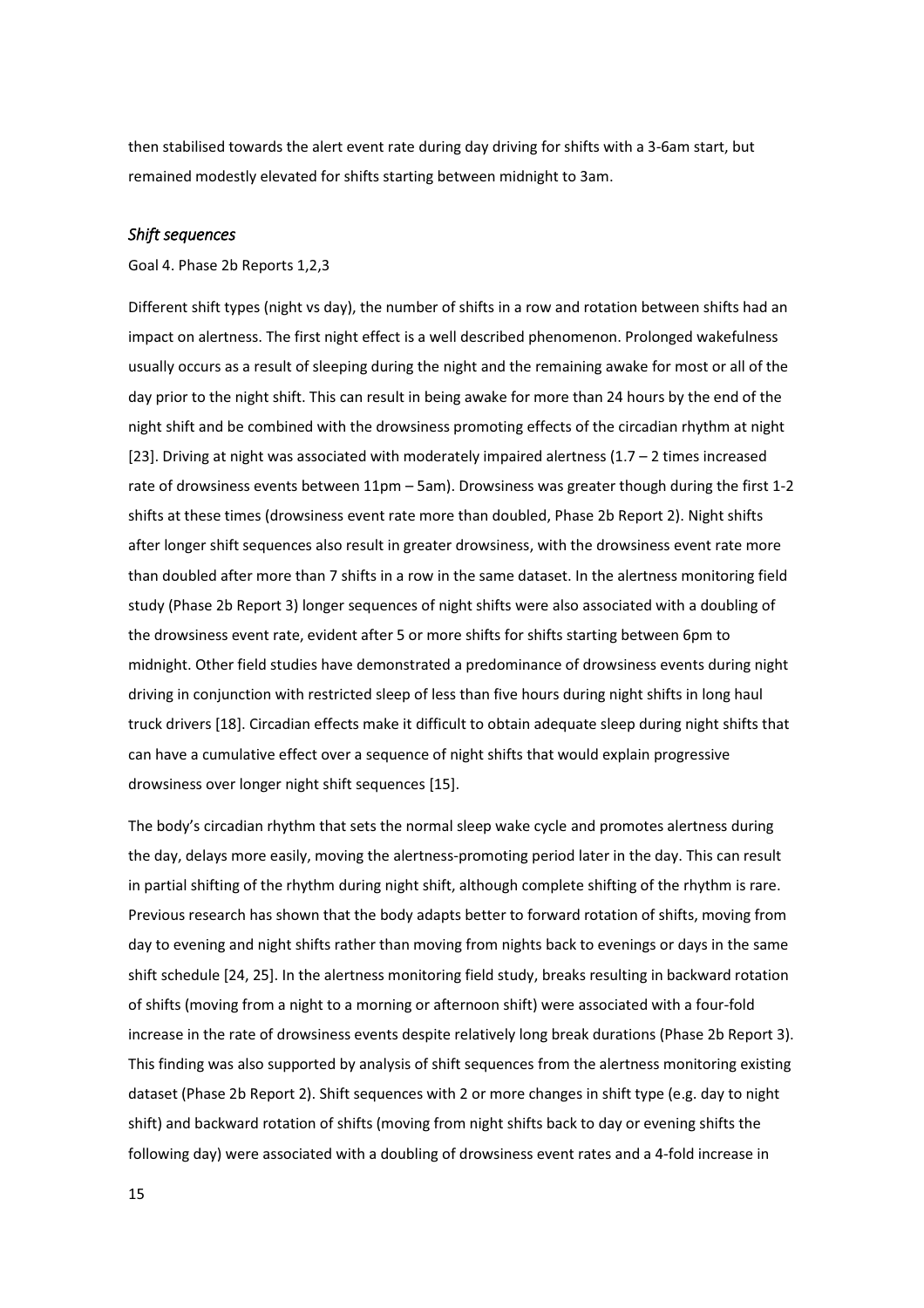then stabilised towards the alert event rate during day driving for shifts with a 3-6am start, but remained modestly elevated for shifts starting between midnight to 3am.

### *Shift sequences*

Goal 4. Phase 2b Reports 1,2,3

Different shift types (night vs day), the number of shifts in a row and rotation between shifts had an impact on alertness. The first night effect is a well described phenomenon. Prolonged wakefulness usually occurs as a result of sleeping during the night and the remaining awake for most or all of the day prior to the night shift. This can result in being awake for more than 24 hours by the end of the night shift and be combined with the drowsiness promoting effects of the circadian rhythm at night [23]. Driving at night was associated with moderately impaired alertness (1.7 – 2 times increased rate of drowsiness events between 11pm – 5am). Drowsiness was greater though during the first 1-2 shifts at these times (drowsiness event rate more than doubled, Phase 2b Report 2). Night shifts after longer shift sequences also result in greater drowsiness, with the drowsiness event rate more than doubled after more than 7 shifts in a row in the same dataset. In the alertness monitoring field study (Phase 2b Report 3) longer sequences of night shifts were also associated with a doubling of the drowsiness event rate, evident after 5 or more shifts for shifts starting between 6pm to midnight. Other field studies have demonstrated a predominance of drowsiness events during night driving in conjunction with restricted sleep of less than five hours during night shifts in long haul truck drivers [18]. Circadian effects make it difficult to obtain adequate sleep during night shifts that can have a cumulative effect over a sequence of night shifts that would explain progressive drowsiness over longer night shift sequences [15].

The body's circadian rhythm that sets the normal sleep wake cycle and promotes alertness during the day, delays more easily, moving the alertness-promoting period later in the day. This can result in partial shifting of the rhythm during night shift, although complete shifting of the rhythm is rare. Previous research has shown that the body adapts better to forward rotation of shifts, moving from day to evening and night shifts rather than moving from nights back to evenings or days in the same shift schedule [24, 25]. In the alertness monitoring field study, breaks resulting in backward rotation of shifts (moving from a night to a morning or afternoon shift) were associated with a four-fold increase in the rate of drowsiness events despite relatively long break durations (Phase 2b Report 3). This finding was also supported by analysis of shift sequences from the alertness monitoring existing dataset (Phase 2b Report 2). Shift sequences with 2 or more changes in shift type (e.g. day to night shift) and backward rotation of shifts (moving from night shifts back to day or evening shifts the following day) were associated with a doubling of drowsiness event rates and a 4-fold increase in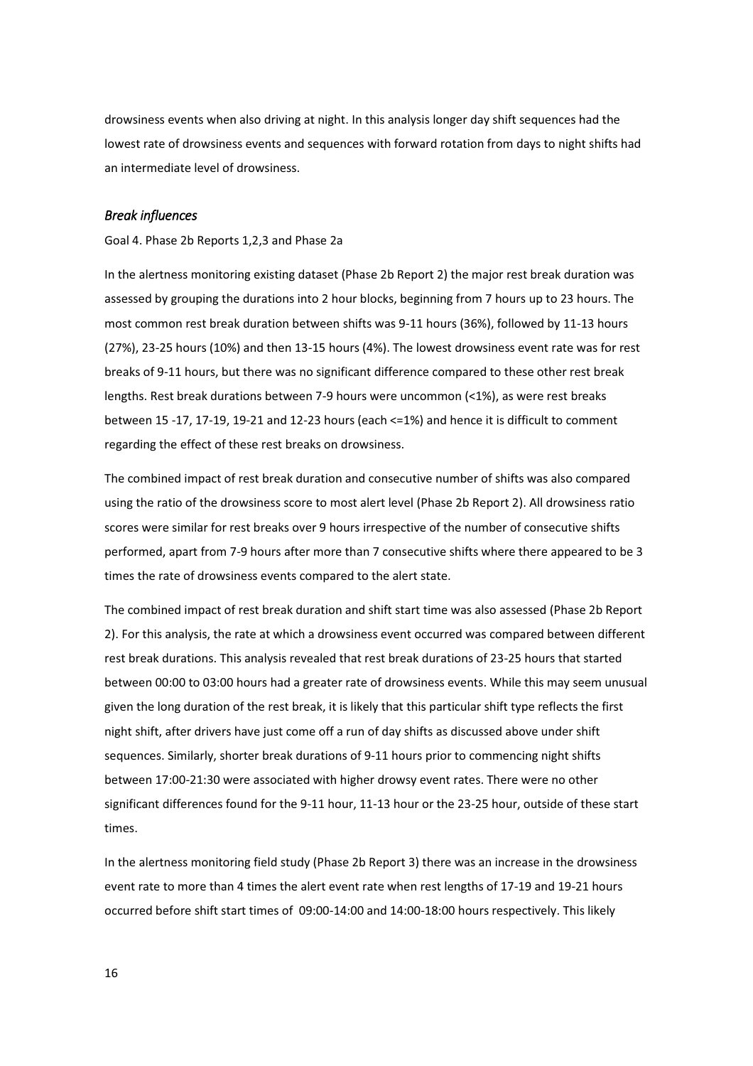drowsiness events when also driving at night. In this analysis longer day shift sequences had the lowest rate of drowsiness events and sequences with forward rotation from days to night shifts had an intermediate level of drowsiness.

### *Break influences*

Goal 4. Phase 2b Reports 1,2,3 and Phase 2a

In the alertness monitoring existing dataset (Phase 2b Report 2) the major rest break duration was assessed by grouping the durations into 2 hour blocks, beginning from 7 hours up to 23 hours. The most common rest break duration between shifts was 9-11 hours (36%), followed by 11-13 hours (27%), 23-25 hours (10%) and then 13-15 hours (4%). The lowest drowsiness event rate was for rest breaks of 9-11 hours, but there was no significant difference compared to these other rest break lengths. Rest break durations between 7-9 hours were uncommon (<1%), as were rest breaks between 15 -17, 17-19, 19-21 and 12-23 hours (each <=1%) and hence it is difficult to comment regarding the effect of these rest breaks on drowsiness.

The combined impact of rest break duration and consecutive number of shifts was also compared using the ratio of the drowsiness score to most alert level (Phase 2b Report 2). All drowsiness ratio scores were similar for rest breaks over 9 hours irrespective of the number of consecutive shifts performed, apart from 7-9 hours after more than 7 consecutive shifts where there appeared to be 3 times the rate of drowsiness events compared to the alert state.

The combined impact of rest break duration and shift start time was also assessed (Phase 2b Report 2). For this analysis, the rate at which a drowsiness event occurred was compared between different rest break durations. This analysis revealed that rest break durations of 23-25 hours that started between 00:00 to 03:00 hours had a greater rate of drowsiness events. While this may seem unusual given the long duration of the rest break, it is likely that this particular shift type reflects the first night shift, after drivers have just come off a run of day shifts as discussed above under shift sequences. Similarly, shorter break durations of 9-11 hours prior to commencing night shifts between 17:00-21:30 were associated with higher drowsy event rates. There were no other significant differences found for the 9-11 hour, 11-13 hour or the 23-25 hour, outside of these start times.

In the alertness monitoring field study (Phase 2b Report 3) there was an increase in the drowsiness event rate to more than 4 times the alert event rate when rest lengths of 17-19 and 19-21 hours occurred before shift start times of 09:00-14:00 and 14:00-18:00 hours respectively. This likely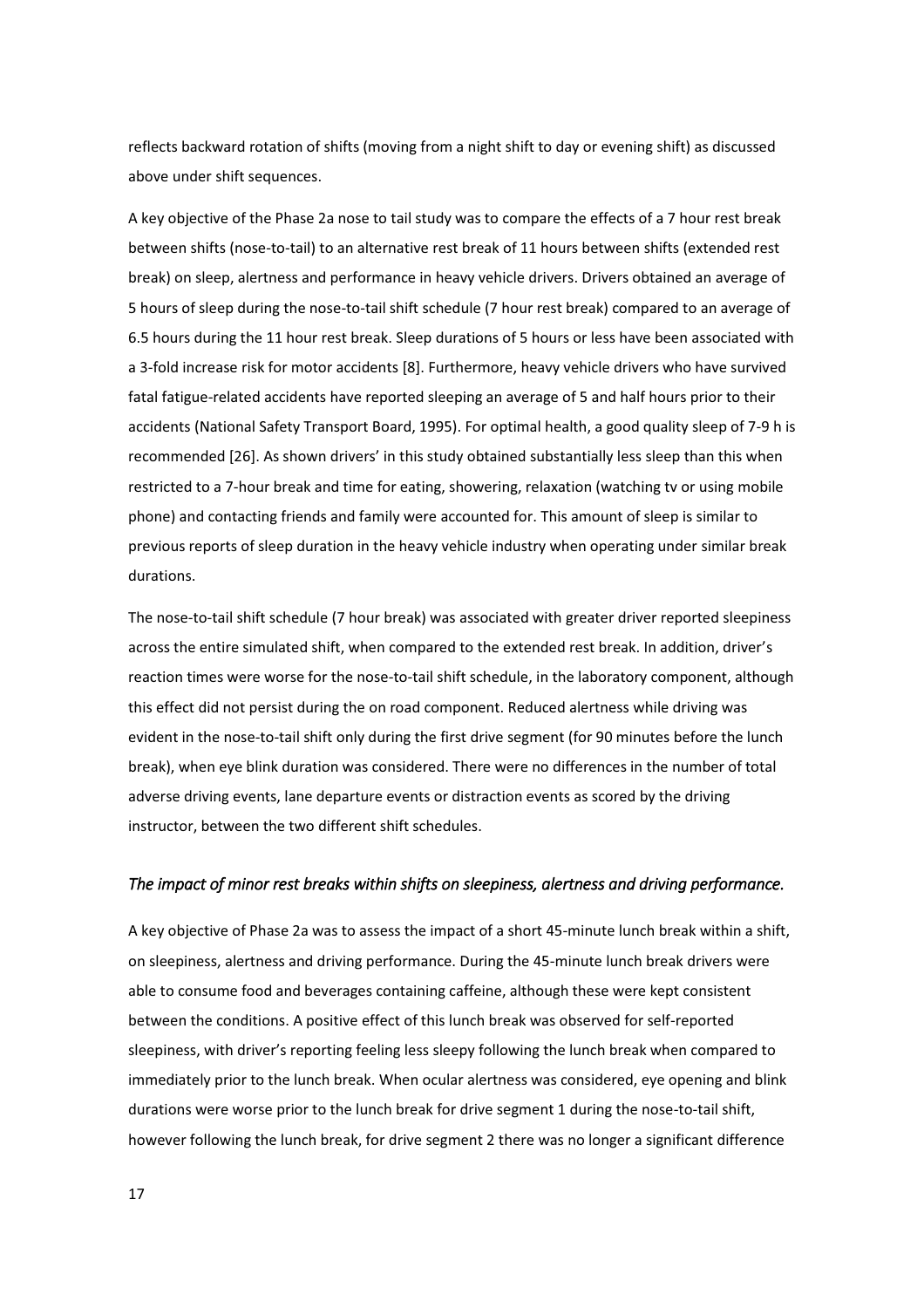reflects backward rotation of shifts (moving from a night shift to day or evening shift) as discussed above under shift sequences.

A key objective of the Phase 2a nose to tail study was to compare the effects of a 7 hour rest break between shifts (nose-to-tail) to an alternative rest break of 11 hours between shifts (extended rest break) on sleep, alertness and performance in heavy vehicle drivers. Drivers obtained an average of 5 hours of sleep during the nose-to-tail shift schedule (7 hour rest break) compared to an average of 6.5 hours during the 11 hour rest break. Sleep durations of 5 hours or less have been associated with a 3-fold increase risk for motor accidents [8]. Furthermore, heavy vehicle drivers who have survived fatal fatigue-related accidents have reported sleeping an average of 5 and half hours prior to their accidents (National Safety Transport Board, 1995). For optimal health, a good quality sleep of 7-9 h is recommended [26]. As shown drivers' in this study obtained substantially less sleep than this when restricted to a 7-hour break and time for eating, showering, relaxation (watching tv or using mobile phone) and contacting friends and family were accounted for. This amount of sleep is similar to previous reports of sleep duration in the heavy vehicle industry when operating under similar break durations.

The nose-to-tail shift schedule (7 hour break) was associated with greater driver reported sleepiness across the entire simulated shift, when compared to the extended rest break. In addition, driver's reaction times were worse for the nose-to-tail shift schedule, in the laboratory component, although this effect did not persist during the on road component. Reduced alertness while driving was evident in the nose-to-tail shift only during the first drive segment (for 90 minutes before the lunch break), when eye blink duration was considered. There were no differences in the number of total adverse driving events, lane departure events or distraction events as scored by the driving instructor, between the two different shift schedules.

### *The impact of minor rest breaks within shifts on sleepiness, alertness and driving performance.*

A key objective of Phase 2a was to assess the impact of a short 45-minute lunch break within a shift, on sleepiness, alertness and driving performance. During the 45-minute lunch break drivers were able to consume food and beverages containing caffeine, although these were kept consistent between the conditions. A positive effect of this lunch break was observed for self-reported sleepiness, with driver's reporting feeling less sleepy following the lunch break when compared to immediately prior to the lunch break. When ocular alertness was considered, eye opening and blink durations were worse prior to the lunch break for drive segment 1 during the nose-to-tail shift, however following the lunch break, for drive segment 2 there was no longer a significant difference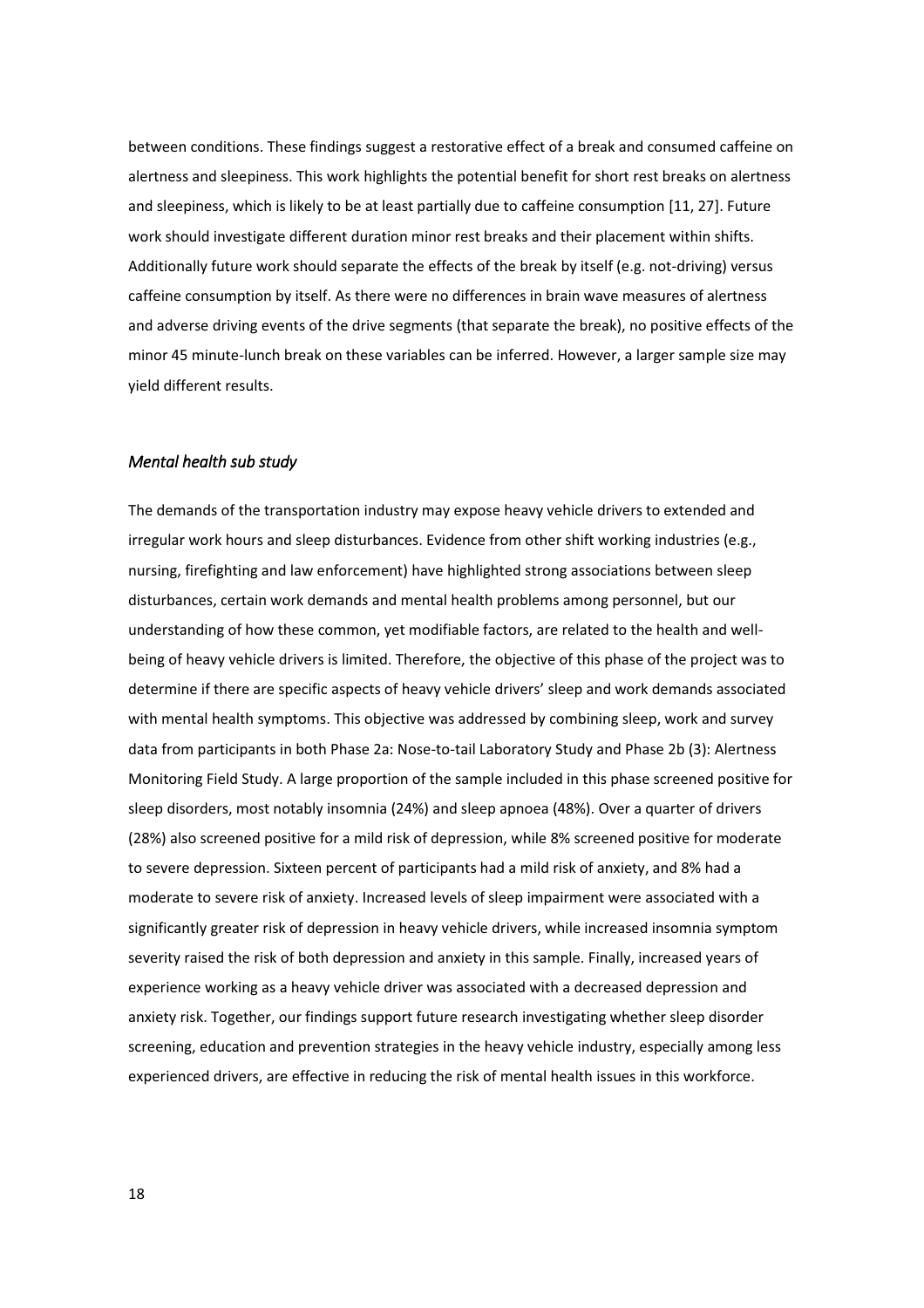between conditions. These findings suggest a restorative effect of a break and consumed caffeine on alertness and sleepiness. This work highlights the potential benefit for short rest breaks on alertness and sleepiness, which is likely to be at least partially due to caffeine consumption [11, 27]. Future work should investigate different duration minor rest breaks and their placement within shifts. Additionally future work should separate the effects of the break by itself (e.g. not-driving) versus caffeine consumption by itself. As there were no differences in brain wave measures of alertness and adverse driving events of the drive segments (that separate the break), no positive effects of the minor 45 minute-lunch break on these variables can be inferred. However, a larger sample size may yield different results.

### *Mental health sub study*

The demands of the transportation industry may expose heavy vehicle drivers to extended and irregular work hours and sleep disturbances. Evidence from other shift working industries (e.g., nursing, firefighting and law enforcement) have highlighted strong associations between sleep disturbances, certain work demands and mental health problems among personnel, but our understanding of how these common, yet modifiable factors, are related to the health and well-being of heavy vehicle drivers is limited. Therefore, the objective of this phase of the project was to determine if there are specific aspects of heavy vehicle drivers' sleep and work demands associated with mental health symptoms. This objective was addressed by combining sleep, work and survey data from participants in both Phase 2a: Nose-to-tail Laboratory Study and Phase 2b (3): Alertness Monitoring Field Study. A large proportion of the sample included in this phase screened positive for sleep disorders, most notably insomnia (24%) and sleep apnoea (48%). Over a quarter of drivers (28%) also screened positive for a mild risk of depression, while 8% screened positive for moderate to severe depression. Sixteen percent of participants had a mild risk of anxiety, and 8% had a moderate to severe risk of anxiety. Increased levels of sleep impairment were associated with a significantly greater risk of depression in heavy vehicle drivers, while increased insomnia symptom severity raised the risk of both depression and anxiety in this sample. Finally, increased years of experience working as a heavy vehicle driver was associated with a decreased depression and anxiety risk. Together, our findings support future research investigating whether sleep disorder screening, education and prevention strategies in the heavy vehicle industry, especially among less experienced drivers, are effective in reducing the risk of mental health issues in this workforce.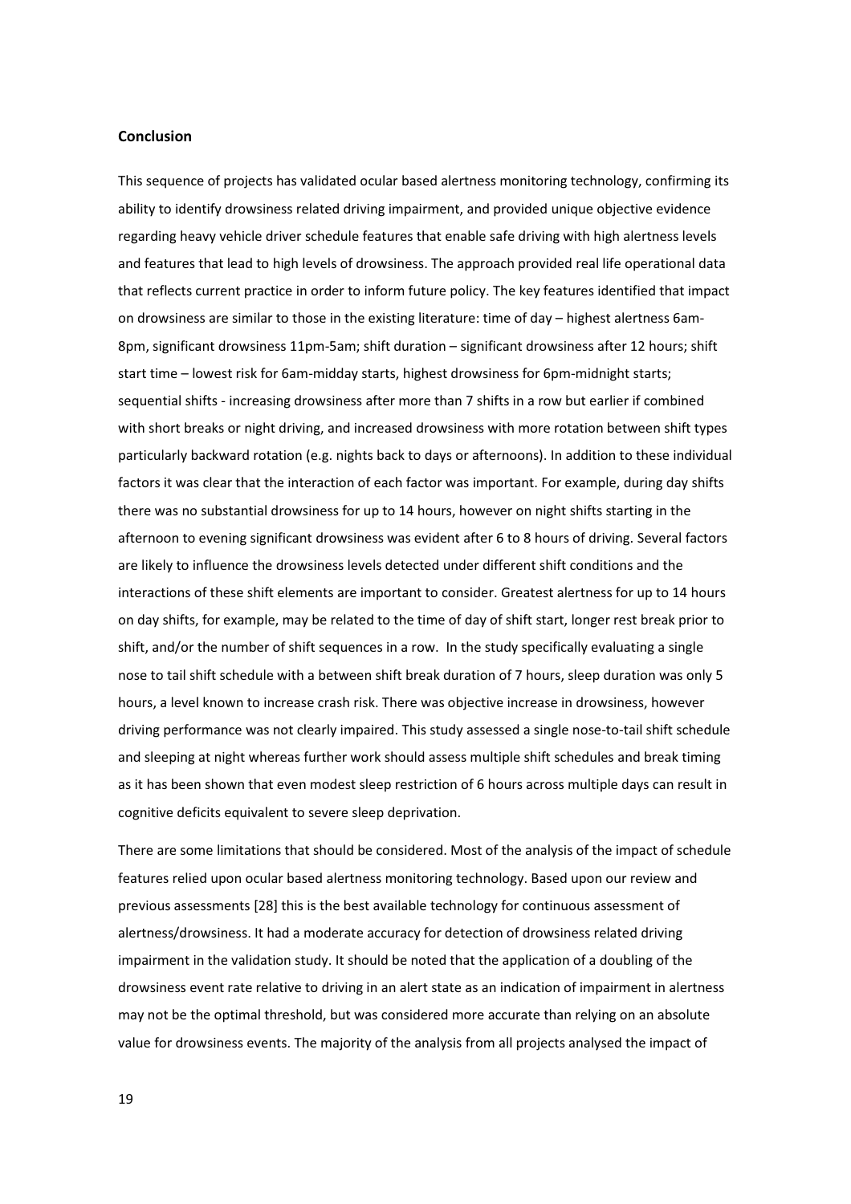**Conclusion**

This sequence of projects has validated ocular based alertness monitoring technology, confirming its ability to identify drowsiness related driving impairment, and provided unique objective evidence regarding heavy vehicle driver schedule features that enable safe driving with high alertness levels and features that lead to high levels of drowsiness. The approach provided real life operational data that reflects current practice in order to inform future policy. The key features identified that impact on drowsiness are similar to those in the existing literature: time of day – highest alertness 6am-8pm, significant drowsiness 11pm-5am; shift duration – significant drowsiness after 12 hours; shift start time – lowest risk for 6am-midday starts, highest drowsiness for 6pm-midnight starts; sequential shifts - increasing drowsiness after more than 7 shifts in a row but earlier if combined with short breaks or night driving, and increased drowsiness with more rotation between shift types particularly backward rotation (e.g. nights back to days or afternoons). In addition to these individual factors it was clear that the interaction of each factor was important. For example, during day shifts there was no substantial drowsiness for up to 14 hours, however on night shifts starting in the afternoon to evening significant drowsiness was evident after 6 to 8 hours of driving. Several factors are likely to influence the drowsiness levels detected under different shift conditions and the interactions of these shift elements are important to consider. Greatest alertness for up to 14 hours on day shifts, for example, may be related to the time of day of shift start, longer rest break prior to shift, and/or the number of shift sequences in a row. In the study specifically evaluating a single nose to tail shift schedule with a between shift break duration of 7 hours, sleep duration was only 5 hours, a level known to increase crash risk. There was objective increase in drowsiness, however driving performance was not clearly impaired. This study assessed a single nose-to-tail shift schedule and sleeping at night whereas further work should assess multiple shift schedules and break timing as it has been shown that even modest sleep restriction of 6 hours across multiple days can result in cognitive deficits equivalent to severe sleep deprivation.

There are some limitations that should be considered. Most of the analysis of the impact of schedule features relied upon ocular based alertness monitoring technology. Based upon our review and previous assessments [28] this is the best available technology for continuous assessment of alertness/drowsiness. It had a moderate accuracy for detection of drowsiness related driving impairment in the validation study. It should be noted that the application of a doubling of the drowsiness event rate relative to driving in an alert state as an indication of impairment in alertness may not be the optimal threshold, but was considered more accurate than relying on an absolute value for drowsiness events. The majority of the analysis from all projects analysed the impact of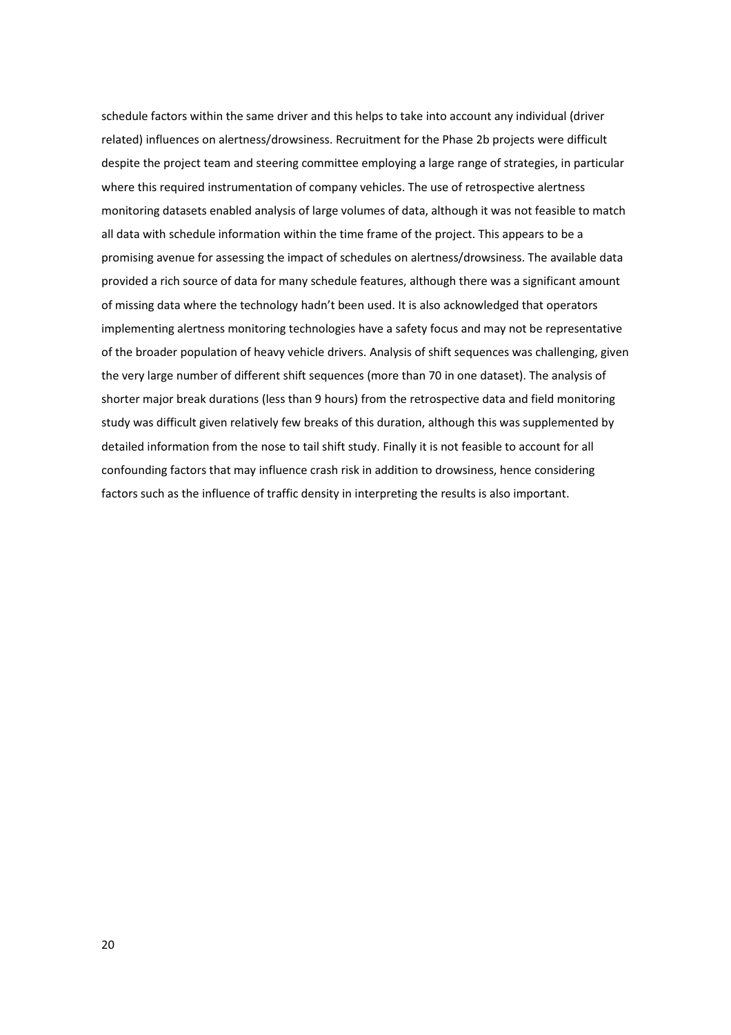schedule factors within the same driver and this helps to take into account any individual (driver related) influences on alertness/drowsiness. Recruitment for the Phase 2b projects were difficult despite the project team and steering committee employing a large range of strategies, in particular where this required instrumentation of company vehicles. The use of retrospective alertness monitoring datasets enabled analysis of large volumes of data, although it was not feasible to match all data with schedule information within the time frame of the project. This appears to be a promising avenue for assessing the impact of schedules on alertness/drowsiness. The available data provided a rich source of data for many schedule features, although there was a significant amount of missing data where the technology hadn't been used. It is also acknowledged that operators implementing alertness monitoring technologies have a safety focus and may not be representative of the broader population of heavy vehicle drivers. Analysis of shift sequences was challenging, given the very large number of different shift sequences (more than 70 in one dataset). The analysis of shorter major break durations (less than 9 hours) from the retrospective data and field monitoring study was difficult given relatively few breaks of this duration, although this was supplemented by detailed information from the nose to tail shift study. Finally it is not feasible to account for all confounding factors that may influence crash risk in addition to drowsiness, hence considering factors such as the influence of traffic density in interpreting the results is also important.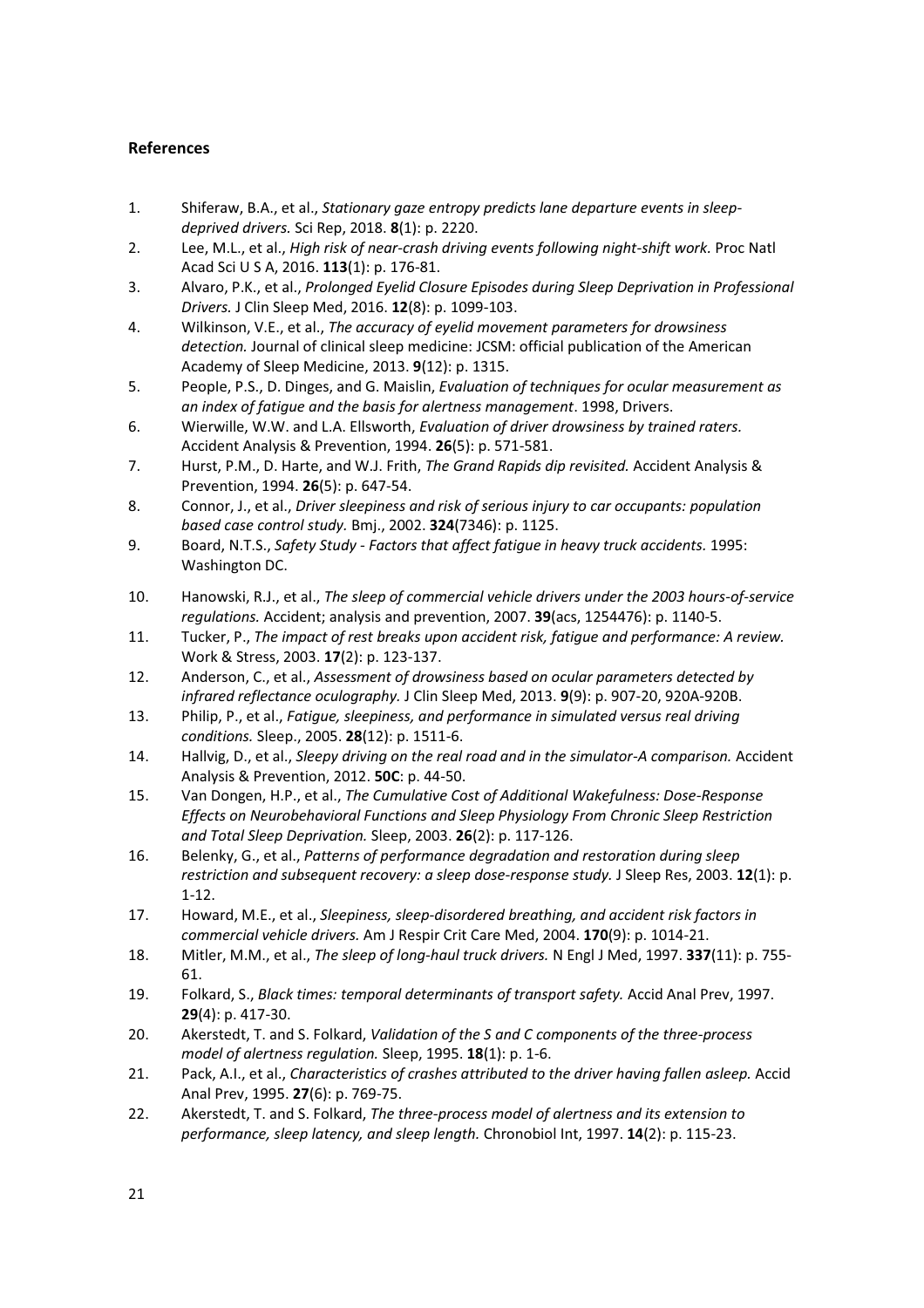## References

1. Shiferaw, B.A., et al., *Stationary gaze entropy predicts lane departure events in sleep-deprived drivers.* Sci Rep, 2018. **8**(1): p. 2220.
2. Lee, M.L., et al., *High risk of near-crash driving events following night-shift work.* Proc Natl Acad Sci U S A, 2016. **113**(1): p. 176-81.
3. Alvaro, P.K., et al., *Prolonged Eyelid Closure Episodes during Sleep Deprivation in Professional Drivers.* J Clin Sleep Med, 2016. **12**(8): p. 1099-103.
4. Wilkinson, V.E., et al., *The accuracy of eyelid movement parameters for drowsiness detection.* Journal of clinical sleep medicine: JCSM: official publication of the American Academy of Sleep Medicine, 2013. **9**(12): p. 1315.
5. People, P.S., D. Dinges, and G. Maislin, *Evaluation of techniques for ocular measurement as an index of fatigue and the basis for alertness management*. 1998, Drivers.
6. Wierwille, W.W. and L.A. Ellsworth, *Evaluation of driver drowsiness by trained raters.* Accident Analysis & Prevention, 1994. **26**(5): p. 571-581.
7. Hurst, P.M., D. Harte, and W.J. Frith, *The Grand Rapids dip revisited.* Accident Analysis & Prevention, 1994. **26**(5): p. 647-54.
8. Connor, J., et al., *Driver sleepiness and risk of serious injury to car occupants: population based case control study.* Bmj., 2002. **324**(7346): p. 1125.
9. Board, N.T.S., *Safety Study - Factors that affect fatigue in heavy truck accidents.* 1995: Washington DC.
10. Hanowski, R.J., et al., *The sleep of commercial vehicle drivers under the 2003 hours-of-service regulations.* Accident; analysis and prevention, 2007. **39**(acs, 1254476): p. 1140-5.
11. Tucker, P., *The impact of rest breaks upon accident risk, fatigue and performance: A review.* Work & Stress, 2003. **17**(2): p. 123-137.
12. Anderson, C., et al., *Assessment of drowsiness based on ocular parameters detected by infrared reflectance oculography.* J Clin Sleep Med, 2013. **9**(9): p. 907-20, 920A-920B.
13. Philip, P., et al., *Fatigue, sleepiness, and performance in simulated versus real driving conditions.* Sleep., 2005. **28**(12): p. 1511-6.
14. Hallvig, D., et al., *Sleepy driving on the real road and in the simulator-A comparison.* Accident Analysis & Prevention, 2012. **50C**: p. 44-50.
15. Van Dongen, H.P., et al., *The Cumulative Cost of Additional Wakefulness: Dose-Response Effects on Neurobehavioral Functions and Sleep Physiology From Chronic Sleep Restriction and Total Sleep Deprivation.* Sleep, 2003. **26**(2): p. 117-126.
16. Belenky, G., et al., *Patterns of performance degradation and restoration during sleep restriction and subsequent recovery: a sleep dose-response study.* J Sleep Res, 2003. **12**(1): p. 1-12.
17. Howard, M.E., et al., *Sleepiness, sleep-disordered breathing, and accident risk factors in commercial vehicle drivers.* Am J Respir Crit Care Med, 2004. **170**(9): p. 1014-21.
18. Mitler, M.M., et al., *The sleep of long-haul truck drivers.* N Engl J Med, 1997. **337**(11): p. 755-61.
19. Folkard, S., *Black times: temporal determinants of transport safety.* Accid Anal Prev, 1997. **29**(4): p. 417-30.
20. Akerstedt, T. and S. Folkard, *Validation of the S and C components of the three-process model of alertness regulation.* Sleep, 1995. **18**(1): p. 1-6.
21. Pack, A.I., et al., *Characteristics of crashes attributed to the driver having fallen asleep.* Accid Anal Prev, 1995. **27**(6): p. 769-75.
22. Akerstedt, T. and S. Folkard, *The three-process model of alertness and its extension to performance, sleep latency, and sleep length.* Chronobiol Int, 1997. **14**(2): p. 115-23.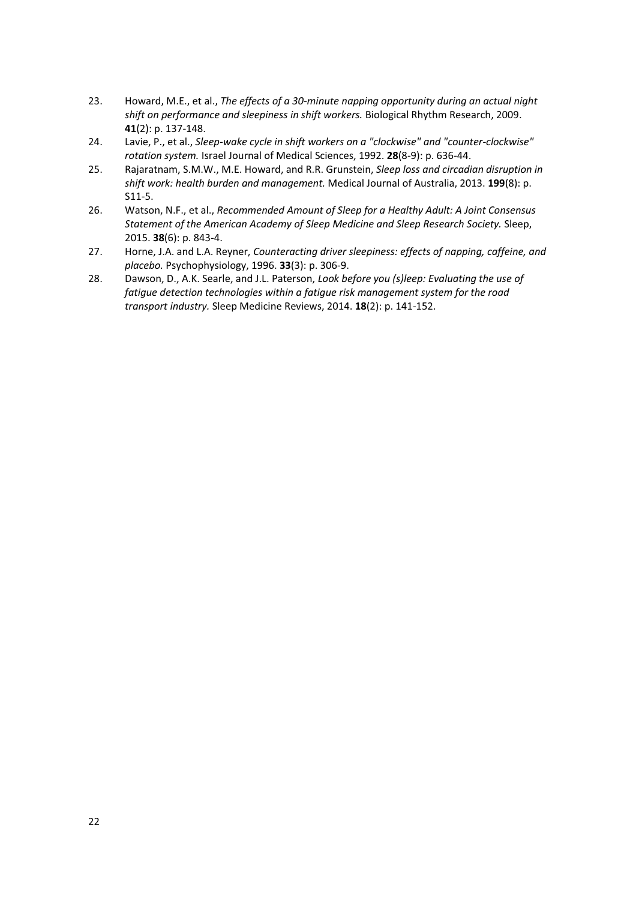23. Howard, M.E., et al., *The effects of a 30-minute napping opportunity during an actual night shift on performance and sleepiness in shift workers.* Biological Rhythm Research, 2009. **41**(2): p. 137-148.
24. Lavie, P., et al., *Sleep-wake cycle in shift workers on a "clockwise" and "counter-clockwise" rotation system.* Israel Journal of Medical Sciences, 1992. **28**(8-9): p. 636-44.
25. Rajaratnam, S.M.W., M.E. Howard, and R.R. Grunstein, *Sleep loss and circadian disruption in shift work: health burden and management.* Medical Journal of Australia, 2013. **199**(8): p. S11-5.
26. Watson, N.F., et al., *Recommended Amount of Sleep for a Healthy Adult: A Joint Consensus Statement of the American Academy of Sleep Medicine and Sleep Research Society.* Sleep, 2015. **38**(6): p. 843-4.
27. Horne, J.A. and L.A. Reyner, *Counteracting driver sleepiness: effects of napping, caffeine, and placebo.* Psychophysiology, 1996. **33**(3): p. 306-9.
28. Dawson, D., A.K. Searle, and J.L. Paterson, *Look before you (s)leep: Evaluating the use of fatigue detection technologies within a fatigue risk management system for the road transport industry.* Sleep Medicine Reviews, 2014. **18**(2): p. 141-152.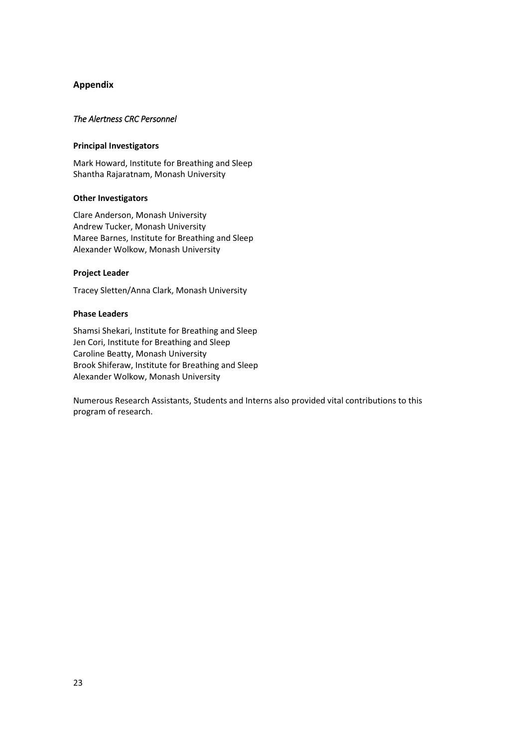## Appendix

### *The Alertness CRC Personnel*

**Principal Investigators**

Mark Howard, Institute for Breathing and Sleep
Shantha Rajaratnam, Monash University

**Other Investigators**

Clare Anderson, Monash University
Andrew Tucker, Monash University
Maree Barnes, Institute for Breathing and Sleep
Alexander Wolkow, Monash University

**Project Leader**

Tracey Sletten/Anna Clark, Monash University

**Phase Leaders**

Shamsi Shekari, Institute for Breathing and Sleep
Jen Cori, Institute for Breathing and Sleep
Caroline Beatty, Monash University
Brook Shiferaw, Institute for Breathing and Sleep
Alexander Wolkow, Monash University

Numerous Research Assistants, Students and Interns also provided vital contributions to this program of research.